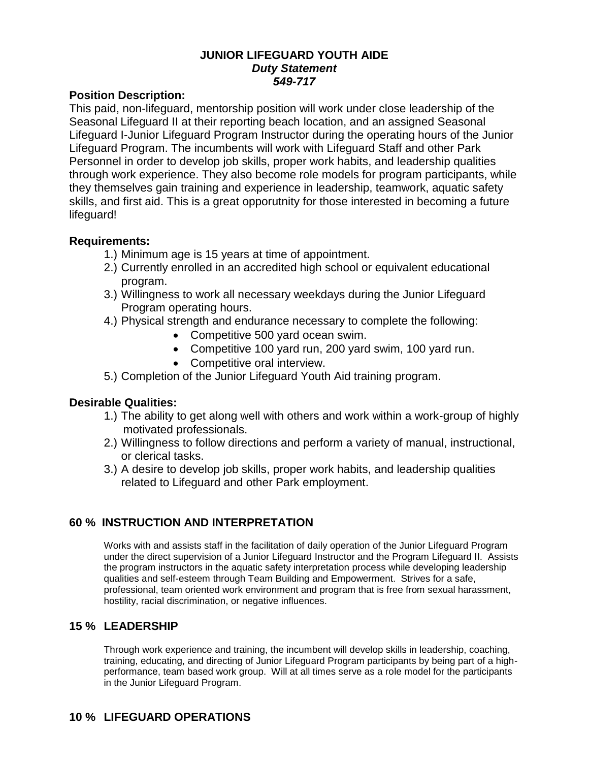# JUNIOR LIFEGUARD YOUTH AIDE

***Duty Statement***

***549-717***

## Position Description:

This paid, non-lifeguard, mentorship position will work under close leadership of the Seasonal Lifeguard II at their reporting beach location, and an assigned Seasonal Lifeguard I-Junior Lifeguard Program Instructor during the operating hours of the Junior Lifeguard Program. The incumbents will work with Lifeguard Staff and other Park Personnel in order to develop job skills, proper work habits, and leadership qualities through work experience. They also become role models for program participants, while they themselves gain training and experience in leadership, teamwork, aquatic safety skills, and first aid. This is a great opporutnity for those interested in becoming a future lifeguard!

## Requirements:

1.) Minimum age is 15 years at time of appointment.

2.) Currently enrolled in an accredited high school or equivalent educational program.

3.) Willingness to work all necessary weekdays during the Junior Lifeguard Program operating hours.

4.) Physical strength and endurance necessary to complete the following:
- Competitive 500 yard ocean swim.
- Competitive 100 yard run, 200 yard swim, 100 yard run.
- Competitive oral interview.

5.) Completion of the Junior Lifeguard Youth Aid training program.

## Desirable Qualities:

1.) The ability to get along well with others and work within a work-group of highly motivated professionals.

2.) Willingness to follow directions and perform a variety of manual, instructional, or clerical tasks.

3.) A desire to develop job skills, proper work habits, and leadership qualities related to Lifeguard and other Park employment.

## 60 % INSTRUCTION AND INTERPRETATION

Works with and assists staff in the facilitation of daily operation of the Junior Lifeguard Program under the direct supervision of a Junior Lifeguard Instructor and the Program Lifeguard II. Assists the program instructors in the aquatic safety interpretation process while developing leadership qualities and self-esteem through Team Building and Empowerment. Strives for a safe, professional, team oriented work environment and program that is free from sexual harassment, hostility, racial discrimination, or negative influences.

## 15 % LEADERSHIP

Through work experience and training, the incumbent will develop skills in leadership, coaching, training, educating, and directing of Junior Lifeguard Program participants by being part of a high-performance, team based work group. Will at all times serve as a role model for the participants in the Junior Lifeguard Program.

## 10 % LIFEGUARD OPERATIONS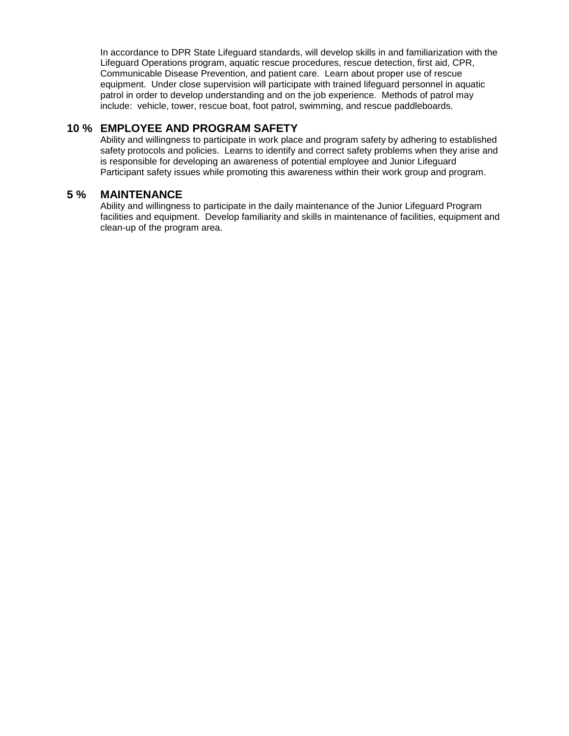In accordance to DPR State Lifeguard standards, will develop skills in and familiarization with the Lifeguard Operations program, aquatic rescue procedures, rescue detection, first aid, CPR, Communicable Disease Prevention, and patient care. Learn about proper use of rescue equipment. Under close supervision will participate with trained lifeguard personnel in aquatic patrol in order to develop understanding and on the job experience. Methods of patrol may include: vehicle, tower, rescue boat, foot patrol, swimming, and rescue paddleboards.

## 10 % EMPLOYEE AND PROGRAM SAFETY

Ability and willingness to participate in work place and program safety by adhering to established safety protocols and policies. Learns to identify and correct safety problems when they arise and is responsible for developing an awareness of potential employee and Junior Lifeguard Participant safety issues while promoting this awareness within their work group and program.

## 5 % MAINTENANCE

Ability and willingness to participate in the daily maintenance of the Junior Lifeguard Program facilities and equipment. Develop familiarity and skills in maintenance of facilities, equipment and clean-up of the program area.